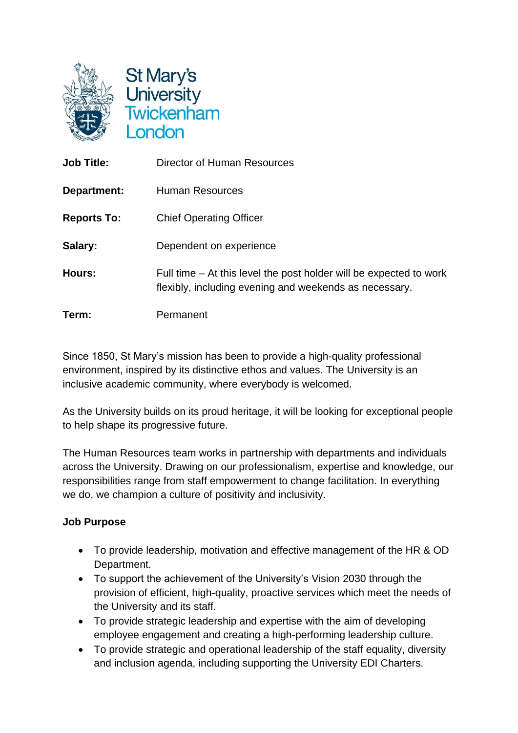St Mary's University Twickenham London

| | |
|---|---|
| **Job Title:** | Director of Human Resources |
| **Department:** | Human Resources |
| **Reports To:** | Chief Operating Officer |
| **Salary:** | Dependent on experience |
| **Hours:** | Full time – At this level the post holder will be expected to work flexibly, including evening and weekends as necessary. |
| **Term:** | Permanent |

Since 1850, St Mary's mission has been to provide a high-quality professional environment, inspired by its distinctive ethos and values. The University is an inclusive academic community, where everybody is welcomed.

As the University builds on its proud heritage, it will be looking for exceptional people to help shape its progressive future.

The Human Resources team works in partnership with departments and individuals across the University. Drawing on our professionalism, expertise and knowledge, our responsibilities range from staff empowerment to change facilitation. In everything we do, we champion a culture of positivity and inclusivity.

**Job Purpose**

- To provide leadership, motivation and effective management of the HR & OD Department.
- To support the achievement of the University's Vision 2030 through the provision of efficient, high-quality, proactive services which meet the needs of the University and its staff.
- To provide strategic leadership and expertise with the aim of developing employee engagement and creating a high-performing leadership culture.
- To provide strategic and operational leadership of the staff equality, diversity and inclusion agenda, including supporting the University EDI Charters.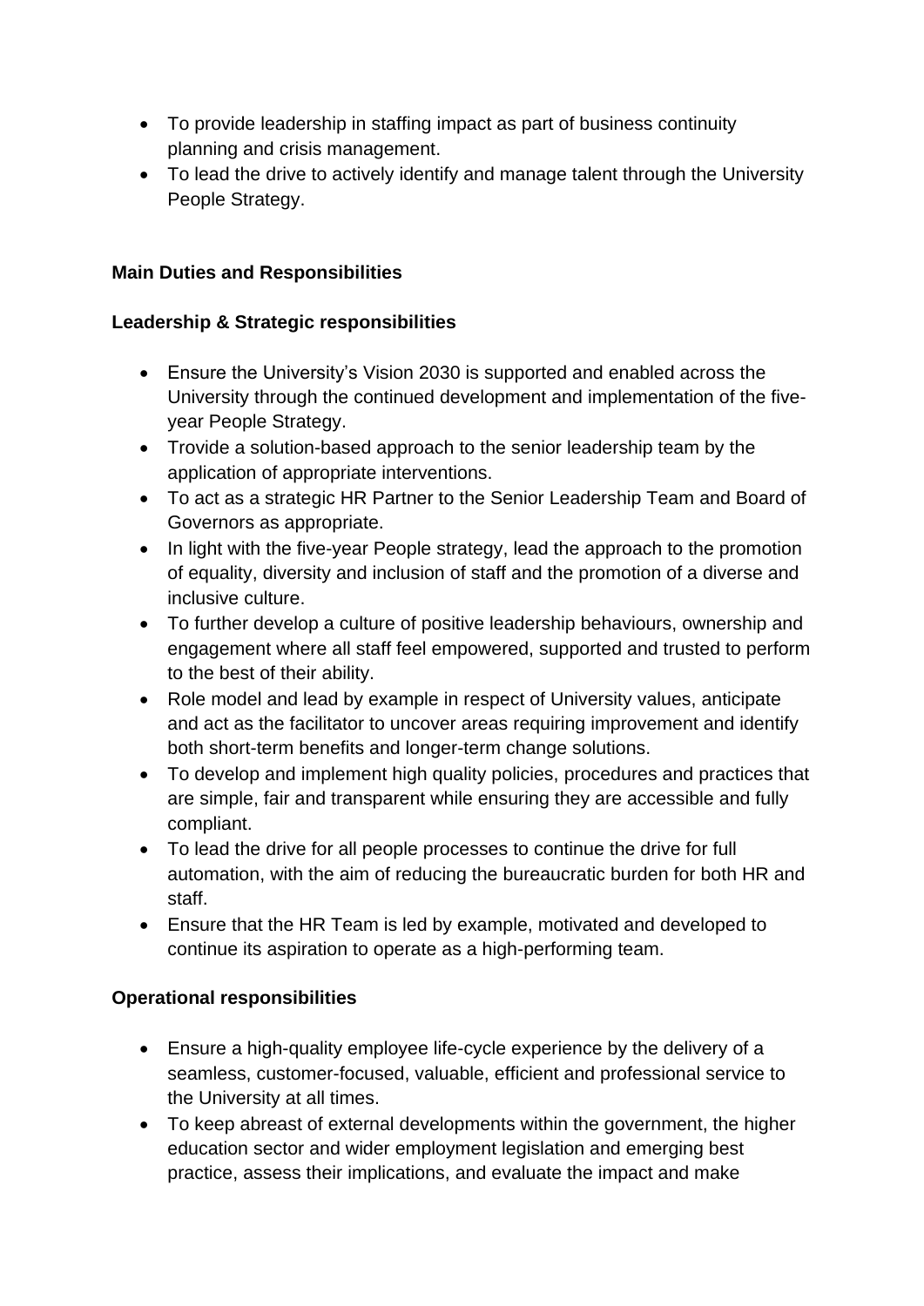- To provide leadership in staffing impact as part of business continuity planning and crisis management.
- To lead the drive to actively identify and manage talent through the University People Strategy.

**Main Duties and Responsibilities**

**Leadership & Strategic responsibilities**

- Ensure the University's Vision 2030 is supported and enabled across the University through the continued development and implementation of the five-year People Strategy.
- Trovide a solution-based approach to the senior leadership team by the application of appropriate interventions.
- To act as a strategic HR Partner to the Senior Leadership Team and Board of Governors as appropriate.
- In light with the five-year People strategy, lead the approach to the promotion of equality, diversity and inclusion of staff and the promotion of a diverse and inclusive culture.
- To further develop a culture of positive leadership behaviours, ownership and engagement where all staff feel empowered, supported and trusted to perform to the best of their ability.
- Role model and lead by example in respect of University values, anticipate and act as the facilitator to uncover areas requiring improvement and identify both short-term benefits and longer-term change solutions.
- To develop and implement high quality policies, procedures and practices that are simple, fair and transparent while ensuring they are accessible and fully compliant.
- To lead the drive for all people processes to continue the drive for full automation, with the aim of reducing the bureaucratic burden for both HR and staff.
- Ensure that the HR Team is led by example, motivated and developed to continue its aspiration to operate as a high-performing team.

**Operational responsibilities**

- Ensure a high-quality employee life-cycle experience by the delivery of a seamless, customer-focused, valuable, efficient and professional service to the University at all times.
- To keep abreast of external developments within the government, the higher education sector and wider employment legislation and emerging best practice, assess their implications, and evaluate the impact and make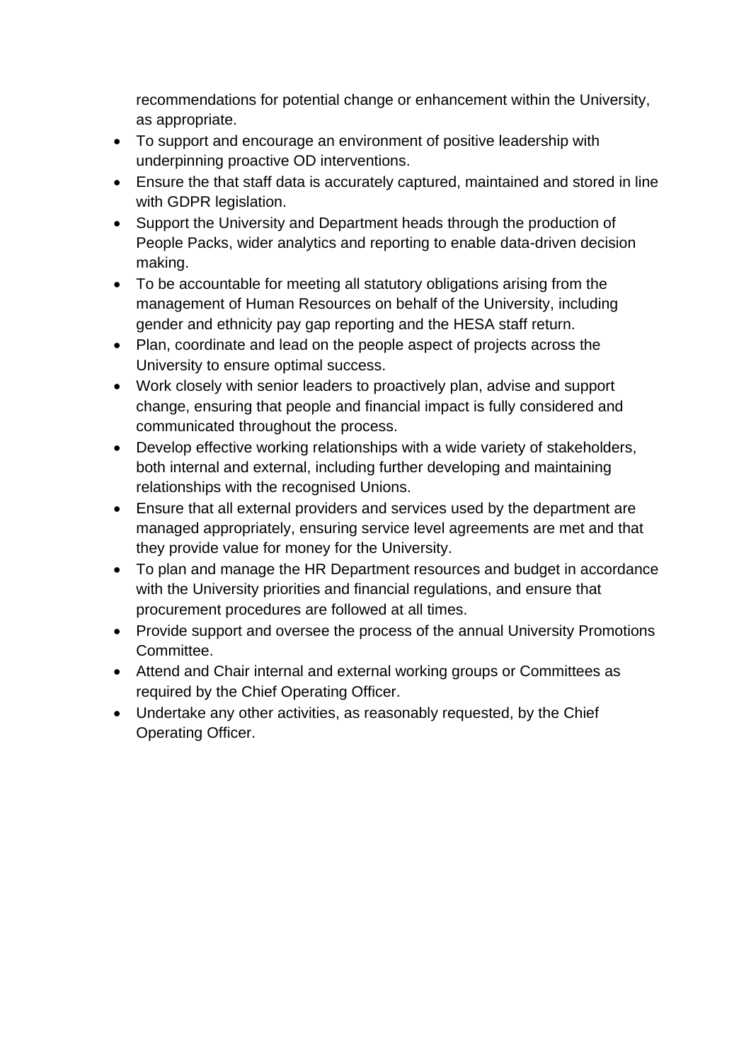recommendations for potential change or enhancement within the University, as appropriate.

- To support and encourage an environment of positive leadership with underpinning proactive OD interventions.
- Ensure the that staff data is accurately captured, maintained and stored in line with GDPR legislation.
- Support the University and Department heads through the production of People Packs, wider analytics and reporting to enable data-driven decision making.
- To be accountable for meeting all statutory obligations arising from the management of Human Resources on behalf of the University, including gender and ethnicity pay gap reporting and the HESA staff return.
- Plan, coordinate and lead on the people aspect of projects across the University to ensure optimal success.
- Work closely with senior leaders to proactively plan, advise and support change, ensuring that people and financial impact is fully considered and communicated throughout the process.
- Develop effective working relationships with a wide variety of stakeholders, both internal and external, including further developing and maintaining relationships with the recognised Unions.
- Ensure that all external providers and services used by the department are managed appropriately, ensuring service level agreements are met and that they provide value for money for the University.
- To plan and manage the HR Department resources and budget in accordance with the University priorities and financial regulations, and ensure that procurement procedures are followed at all times.
- Provide support and oversee the process of the annual University Promotions Committee.
- Attend and Chair internal and external working groups or Committees as required by the Chief Operating Officer.
- Undertake any other activities, as reasonably requested, by the Chief Operating Officer.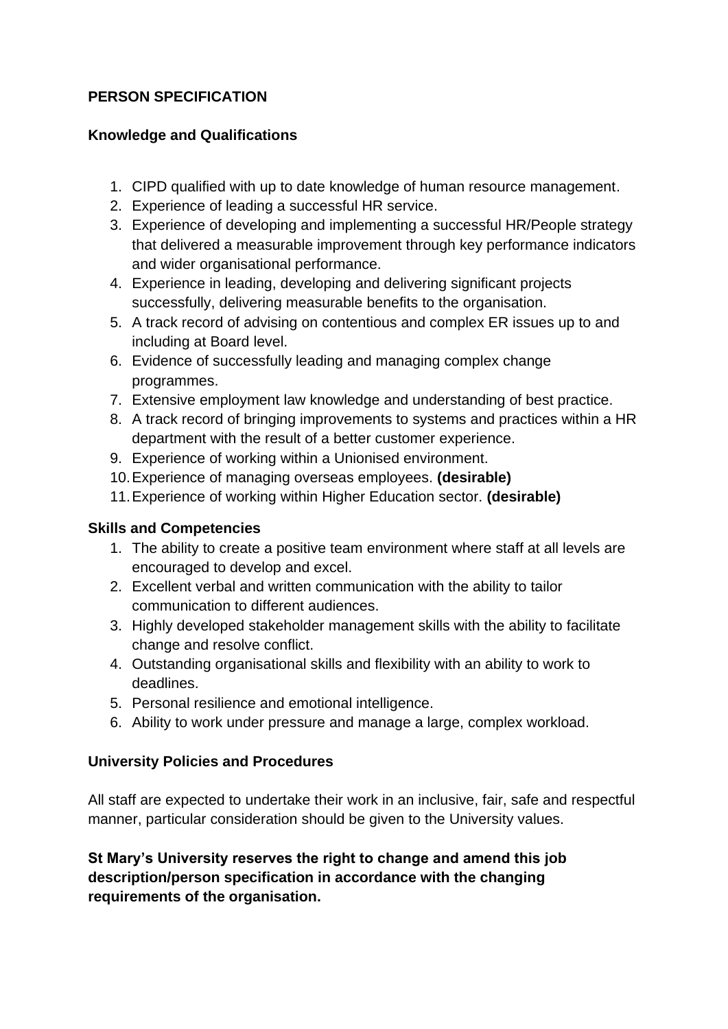**PERSON SPECIFICATION**

**Knowledge and Qualifications**

1. CIPD qualified with up to date knowledge of human resource management.
2. Experience of leading a successful HR service.
3. Experience of developing and implementing a successful HR/People strategy that delivered a measurable improvement through key performance indicators and wider organisational performance.
4. Experience in leading, developing and delivering significant projects successfully, delivering measurable benefits to the organisation.
5. A track record of advising on contentious and complex ER issues up to and including at Board level.
6. Evidence of successfully leading and managing complex change programmes.
7. Extensive employment law knowledge and understanding of best practice.
8. A track record of bringing improvements to systems and practices within a HR department with the result of a better customer experience.
9. Experience of working within a Unionised environment.
10. Experience of managing overseas employees. **(desirable)**
11. Experience of working within Higher Education sector. **(desirable)**

**Skills and Competencies**

1. The ability to create a positive team environment where staff at all levels are encouraged to develop and excel.
2. Excellent verbal and written communication with the ability to tailor communication to different audiences.
3. Highly developed stakeholder management skills with the ability to facilitate change and resolve conflict.
4. Outstanding organisational skills and flexibility with an ability to work to deadlines.
5. Personal resilience and emotional intelligence.
6. Ability to work under pressure and manage a large, complex workload.

**University Policies and Procedures**

All staff are expected to undertake their work in an inclusive, fair, safe and respectful manner, particular consideration should be given to the University values.

**St Mary's University reserves the right to change and amend this job description/person specification in accordance with the changing requirements of the organisation.**